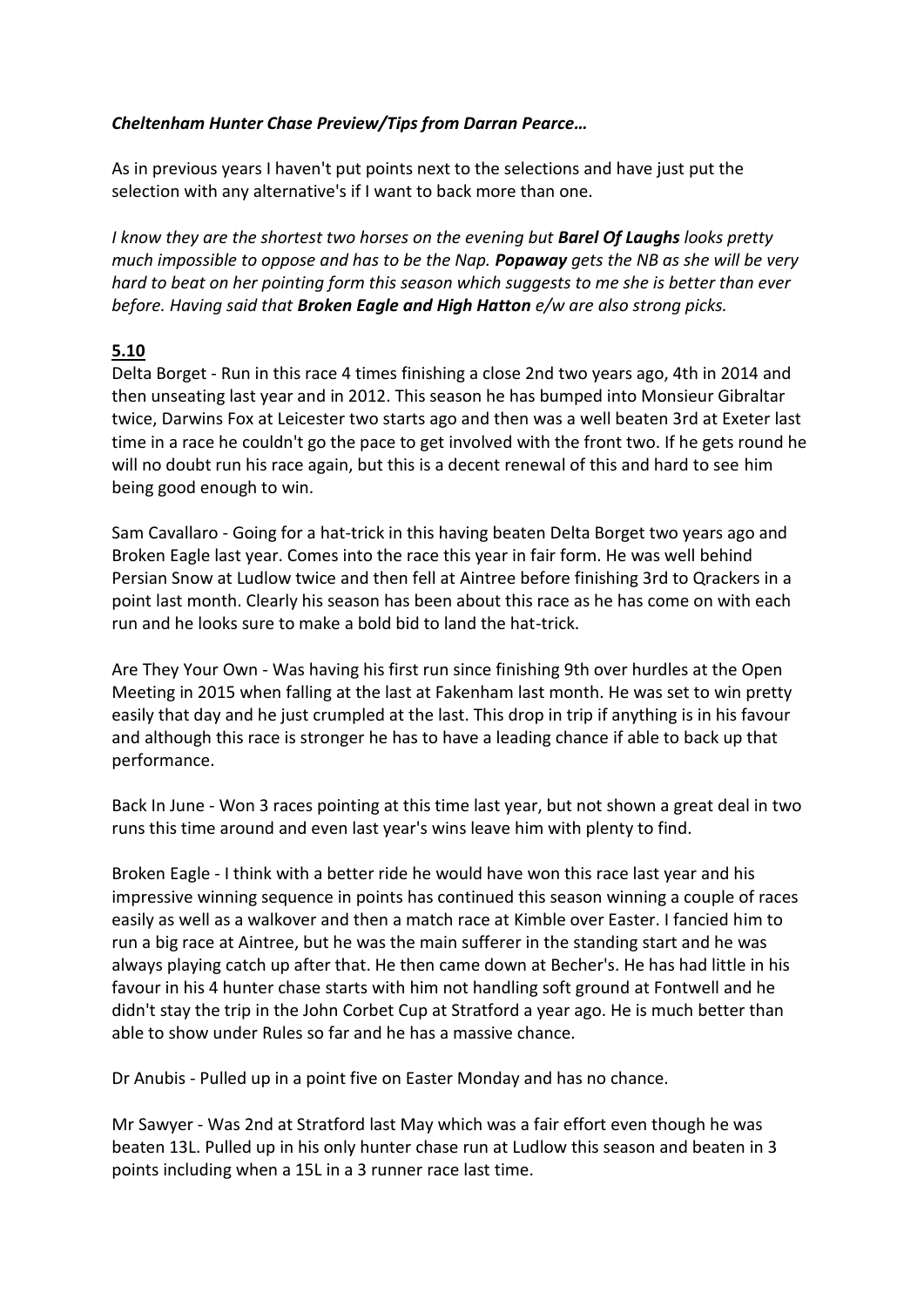***Cheltenham Hunter Chase Preview/Tips from Darran Pearce…***

As in previous years I haven't put points next to the selections and have just put the selection with any alternative's if I want to back more than one.

*I know they are the shortest two horses on the evening but **Barel Of Laughs** looks pretty much impossible to oppose and has to be the Nap. **Popaway** gets the NB as she will be very hard to beat on her pointing form this season which suggests to me she is better than ever before. Having said that **Broken Eagle and High Hatton** e/w are also strong picks.*

**5.10**

Delta Borget - Run in this race 4 times finishing a close 2nd two years ago, 4th in 2014 and then unseating last year and in 2012. This season he has bumped into Monsieur Gibraltar twice, Darwins Fox at Leicester two starts ago and then was a well beaten 3rd at Exeter last time in a race he couldn't go the pace to get involved with the front two. If he gets round he will no doubt run his race again, but this is a decent renewal of this and hard to see him being good enough to win.

Sam Cavallaro - Going for a hat-trick in this having beaten Delta Borget two years ago and Broken Eagle last year. Comes into the race this year in fair form. He was well behind Persian Snow at Ludlow twice and then fell at Aintree before finishing 3rd to Qrackers in a point last month. Clearly his season has been about this race as he has come on with each run and he looks sure to make a bold bid to land the hat-trick.

Are They Your Own - Was having his first run since finishing 9th over hurdles at the Open Meeting in 2015 when falling at the last at Fakenham last month. He was set to win pretty easily that day and he just crumpled at the last. This drop in trip if anything is in his favour and although this race is stronger he has to have a leading chance if able to back up that performance.

Back In June - Won 3 races pointing at this time last year, but not shown a great deal in two runs this time around and even last year's wins leave him with plenty to find.

Broken Eagle - I think with a better ride he would have won this race last year and his impressive winning sequence in points has continued this season winning a couple of races easily as well as a walkover and then a match race at Kimble over Easter. I fancied him to run a big race at Aintree, but he was the main sufferer in the standing start and he was always playing catch up after that. He then came down at Becher's. He has had little in his favour in his 4 hunter chase starts with him not handling soft ground at Fontwell and he didn't stay the trip in the John Corbet Cup at Stratford a year ago. He is much better than able to show under Rules so far and he has a massive chance.

Dr Anubis - Pulled up in a point five on Easter Monday and has no chance.

Mr Sawyer - Was 2nd at Stratford last May which was a fair effort even though he was beaten 13L. Pulled up in his only hunter chase run at Ludlow this season and beaten in 3 points including when a 15L in a 3 runner race last time.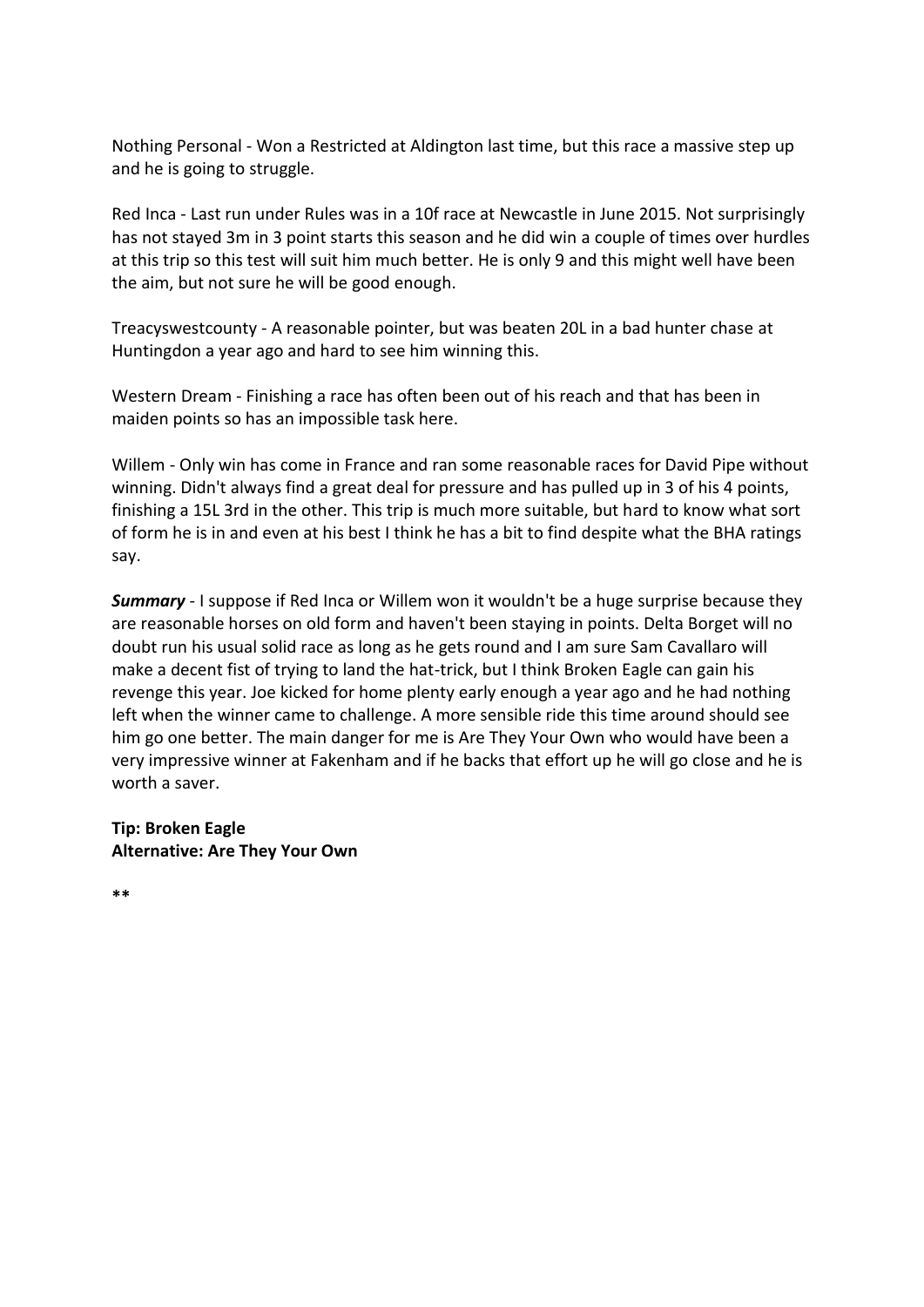Nothing Personal - Won a Restricted at Aldington last time, but this race a massive step up and he is going to struggle.

Red Inca - Last run under Rules was in a 10f race at Newcastle in June 2015. Not surprisingly has not stayed 3m in 3 point starts this season and he did win a couple of times over hurdles at this trip so this test will suit him much better. He is only 9 and this might well have been the aim, but not sure he will be good enough.

Treacyswestcounty - A reasonable pointer, but was beaten 20L in a bad hunter chase at Huntingdon a year ago and hard to see him winning this.

Western Dream - Finishing a race has often been out of his reach and that has been in maiden points so has an impossible task here.

Willem - Only win has come in France and ran some reasonable races for David Pipe without winning. Didn't always find a great deal for pressure and has pulled up in 3 of his 4 points, finishing a 15L 3rd in the other. This trip is much more suitable, but hard to know what sort of form he is in and even at his best I think he has a bit to find despite what the BHA ratings say.

***Summary*** - I suppose if Red Inca or Willem won it wouldn't be a huge surprise because they are reasonable horses on old form and haven't been staying in points. Delta Borget will no doubt run his usual solid race as long as he gets round and I am sure Sam Cavallaro will make a decent fist of trying to land the hat-trick, but I think Broken Eagle can gain his revenge this year. Joe kicked for home plenty early enough a year ago and he had nothing left when the winner came to challenge. A more sensible ride this time around should see him go one better. The main danger for me is Are They Your Own who would have been a very impressive winner at Fakenham and if he backs that effort up he will go close and he is worth a saver.

**Tip: Broken Eagle**
**Alternative: Are They Your Own**

**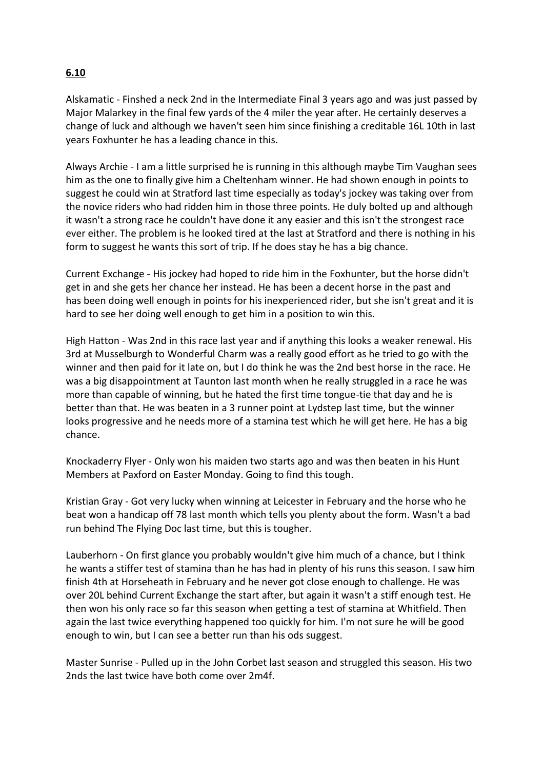**6.10**

Alskamatic - Finshed a neck 2nd in the Intermediate Final 3 years ago and was just passed by Major Malarkey in the final few yards of the 4 miler the year after. He certainly deserves a change of luck and although we haven't seen him since finishing a creditable 16L 10th in last years Foxhunter he has a leading chance in this.

Always Archie - I am a little surprised he is running in this although maybe Tim Vaughan sees him as the one to finally give him a Cheltenham winner. He had shown enough in points to suggest he could win at Stratford last time especially as today's jockey was taking over from the novice riders who had ridden him in those three points. He duly bolted up and although it wasn't a strong race he couldn't have done it any easier and this isn't the strongest race ever either. The problem is he looked tired at the last at Stratford and there is nothing in his form to suggest he wants this sort of trip. If he does stay he has a big chance.

Current Exchange - His jockey had hoped to ride him in the Foxhunter, but the horse didn't get in and she gets her chance her instead. He has been a decent horse in the past and has been doing well enough in points for his inexperienced rider, but she isn't great and it is hard to see her doing well enough to get him in a position to win this.

High Hatton - Was 2nd in this race last year and if anything this looks a weaker renewal. His 3rd at Musselburgh to Wonderful Charm was a really good effort as he tried to go with the winner and then paid for it late on, but I do think he was the 2nd best horse in the race. He was a big disappointment at Taunton last month when he really struggled in a race he was more than capable of winning, but he hated the first time tongue-tie that day and he is better than that. He was beaten in a 3 runner point at Lydstep last time, but the winner looks progressive and he needs more of a stamina test which he will get here. He has a big chance.

Knockaderry Flyer - Only won his maiden two starts ago and was then beaten in his Hunt Members at Paxford on Easter Monday. Going to find this tough.

Kristian Gray - Got very lucky when winning at Leicester in February and the horse who he beat won a handicap off 78 last month which tells you plenty about the form. Wasn't a bad run behind The Flying Doc last time, but this is tougher.

Lauberhorn - On first glance you probably wouldn't give him much of a chance, but I think he wants a stiffer test of stamina than he has had in plenty of his runs this season. I saw him finish 4th at Horseheath in February and he never got close enough to challenge. He was over 20L behind Current Exchange the start after, but again it wasn't a stiff enough test. He then won his only race so far this season when getting a test of stamina at Whitfield. Then again the last twice everything happened too quickly for him. I'm not sure he will be good enough to win, but I can see a better run than his ods suggest.

Master Sunrise - Pulled up in the John Corbet last season and struggled this season. His two 2nds the last twice have both come over 2m4f.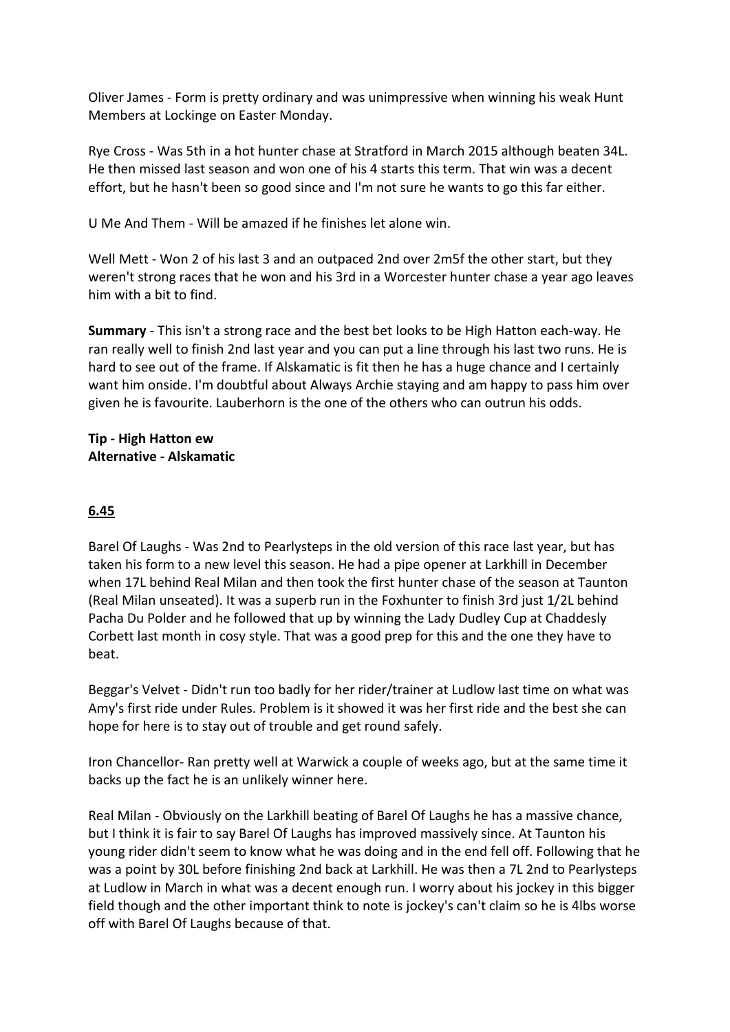Oliver James - Form is pretty ordinary and was unimpressive when winning his weak Hunt Members at Lockinge on Easter Monday.

Rye Cross - Was 5th in a hot hunter chase at Stratford in March 2015 although beaten 34L. He then missed last season and won one of his 4 starts this term. That win was a decent effort, but he hasn't been so good since and I'm not sure he wants to go this far either.

U Me And Them - Will be amazed if he finishes let alone win.

Well Mett - Won 2 of his last 3 and an outpaced 2nd over 2m5f the other start, but they weren't strong races that he won and his 3rd in a Worcester hunter chase a year ago leaves him with a bit to find.

**Summary** - This isn't a strong race and the best bet looks to be High Hatton each-way. He ran really well to finish 2nd last year and you can put a line through his last two runs. He is hard to see out of the frame. If Alskamatic is fit then he has a huge chance and I certainly want him onside. I'm doubtful about Always Archie staying and am happy to pass him over given he is favourite. Lauberhorn is the one of the others who can outrun his odds.

**Tip - High Hatton ew**
**Alternative - Alskamatic**

## 6.45

Barel Of Laughs - Was 2nd to Pearlysteps in the old version of this race last year, but has taken his form to a new level this season. He had a pipe opener at Larkhill in December when 17L behind Real Milan and then took the first hunter chase of the season at Taunton (Real Milan unseated). It was a superb run in the Foxhunter to finish 3rd just 1/2L behind Pacha Du Polder and he followed that up by winning the Lady Dudley Cup at Chaddesly Corbett last month in cosy style. That was a good prep for this and the one they have to beat.

Beggar's Velvet - Didn't run too badly for her rider/trainer at Ludlow last time on what was Amy's first ride under Rules. Problem is it showed it was her first ride and the best she can hope for here is to stay out of trouble and get round safely.

Iron Chancellor- Ran pretty well at Warwick a couple of weeks ago, but at the same time it backs up the fact he is an unlikely winner here.

Real Milan - Obviously on the Larkhill beating of Barel Of Laughs he has a massive chance, but I think it is fair to say Barel Of Laughs has improved massively since. At Taunton his young rider didn't seem to know what he was doing and in the end fell off. Following that he was a point by 30L before finishing 2nd back at Larkhill. He was then a 7L 2nd to Pearlysteps at Ludlow in March in what was a decent enough run. I worry about his jockey in this bigger field though and the other important think to note is jockey's can't claim so he is 4lbs worse off with Barel Of Laughs because of that.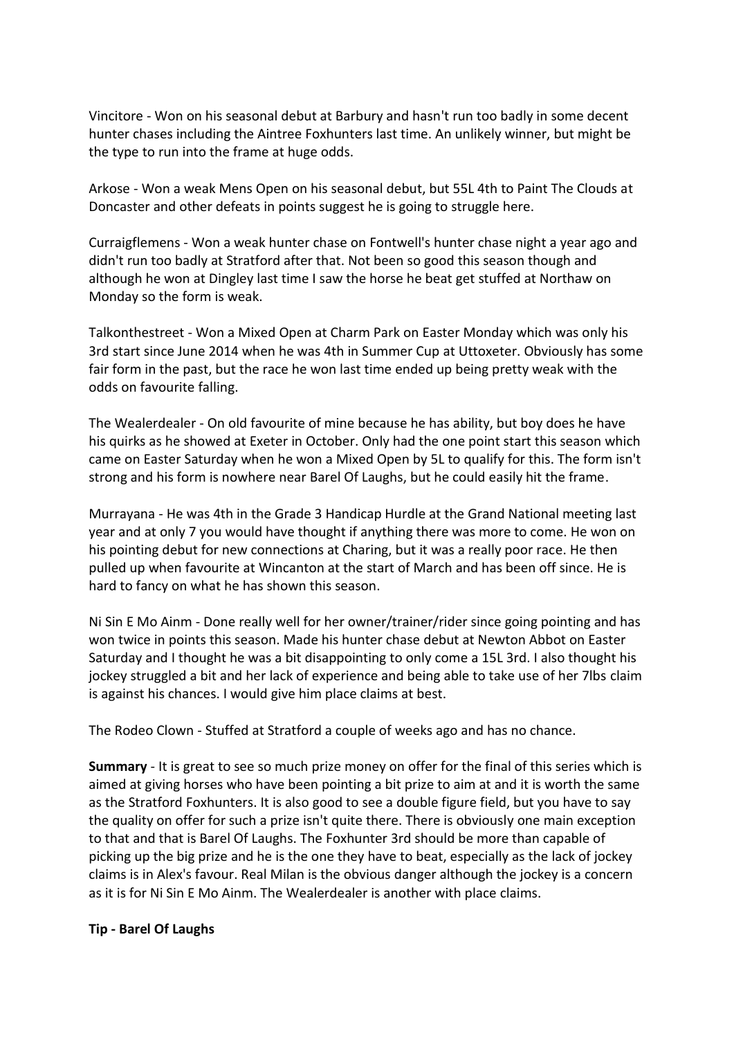Vincitore - Won on his seasonal debut at Barbury and hasn't run too badly in some decent hunter chases including the Aintree Foxhunters last time. An unlikely winner, but might be the type to run into the frame at huge odds.

Arkose - Won a weak Mens Open on his seasonal debut, but 55L 4th to Paint The Clouds at Doncaster and other defeats in points suggest he is going to struggle here.

Curraigflemens - Won a weak hunter chase on Fontwell's hunter chase night a year ago and didn't run too badly at Stratford after that. Not been so good this season though and although he won at Dingley last time I saw the horse he beat get stuffed at Northaw on Monday so the form is weak.

Talkonthestreet - Won a Mixed Open at Charm Park on Easter Monday which was only his 3rd start since June 2014 when he was 4th in Summer Cup at Uttoxeter. Obviously has some fair form in the past, but the race he won last time ended up being pretty weak with the odds on favourite falling.

The Wealerdealer - On old favourite of mine because he has ability, but boy does he have his quirks as he showed at Exeter in October. Only had the one point start this season which came on Easter Saturday when he won a Mixed Open by 5L to qualify for this. The form isn't strong and his form is nowhere near Barel Of Laughs, but he could easily hit the frame.

Murrayana - He was 4th in the Grade 3 Handicap Hurdle at the Grand National meeting last year and at only 7 you would have thought if anything there was more to come. He won on his pointing debut for new connections at Charing, but it was a really poor race. He then pulled up when favourite at Wincanton at the start of March and has been off since. He is hard to fancy on what he has shown this season.

Ni Sin E Mo Ainm - Done really well for her owner/trainer/rider since going pointing and has won twice in points this season. Made his hunter chase debut at Newton Abbot on Easter Saturday and I thought he was a bit disappointing to only come a 15L 3rd. I also thought his jockey struggled a bit and her lack of experience and being able to take use of her 7lbs claim is against his chances. I would give him place claims at best.

The Rodeo Clown - Stuffed at Stratford a couple of weeks ago and has no chance.

**Summary** - It is great to see so much prize money on offer for the final of this series which is aimed at giving horses who have been pointing a bit prize to aim at and it is worth the same as the Stratford Foxhunters. It is also good to see a double figure field, but you have to say the quality on offer for such a prize isn't quite there. There is obviously one main exception to that and that is Barel Of Laughs. The Foxhunter 3rd should be more than capable of picking up the big prize and he is the one they have to beat, especially as the lack of jockey claims is in Alex's favour. Real Milan is the obvious danger although the jockey is a concern as it is for Ni Sin E Mo Ainm. The Wealerdealer is another with place claims.

**Tip - Barel Of Laughs**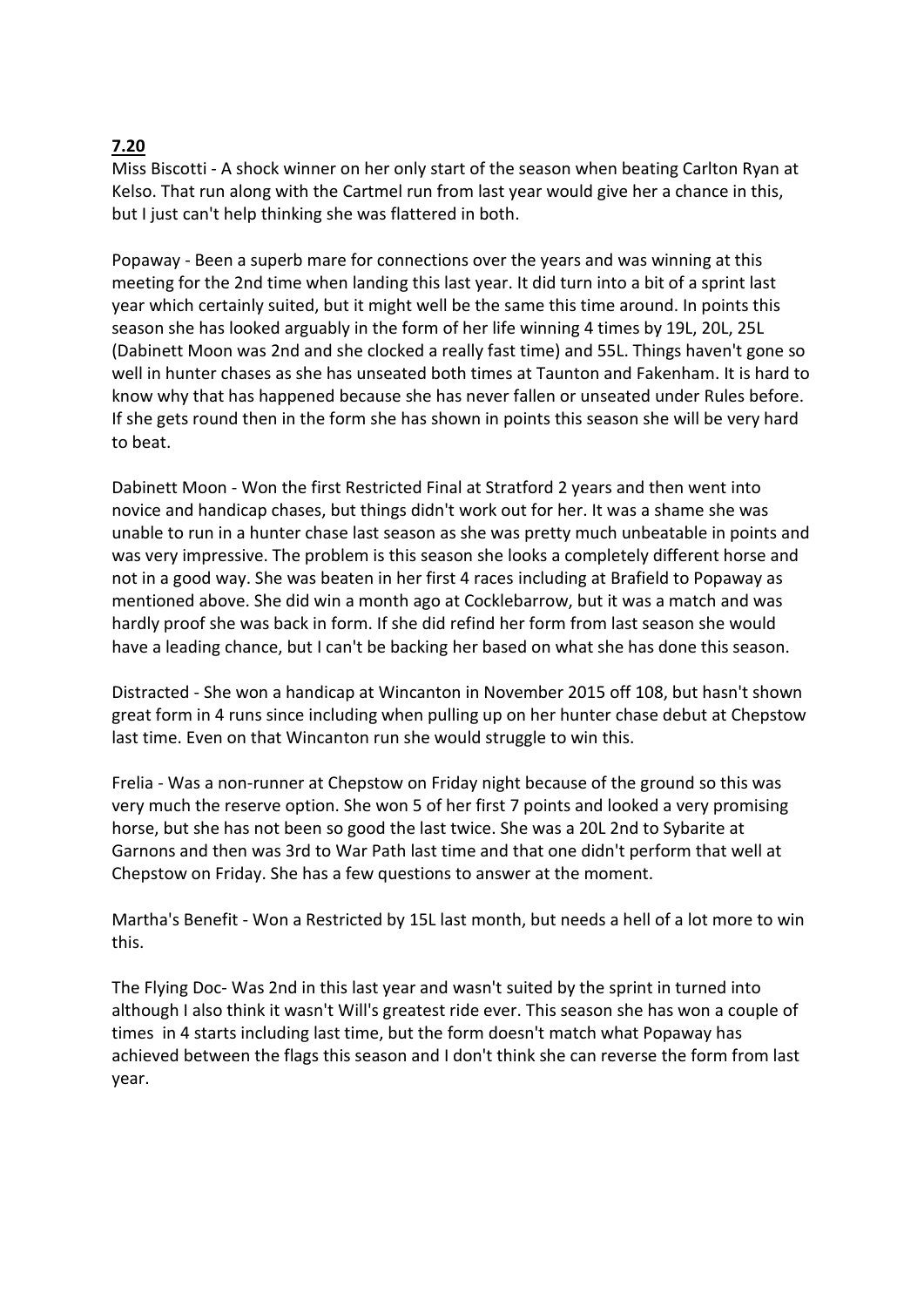**7.20**

Miss Biscotti - A shock winner on her only start of the season when beating Carlton Ryan at Kelso. That run along with the Cartmel run from last year would give her a chance in this, but I just can't help thinking she was flattered in both.

Popaway - Been a superb mare for connections over the years and was winning at this meeting for the 2nd time when landing this last year. It did turn into a bit of a sprint last year which certainly suited, but it might well be the same this time around. In points this season she has looked arguably in the form of her life winning 4 times by 19L, 20L, 25L (Dabinett Moon was 2nd and she clocked a really fast time) and 55L. Things haven't gone so well in hunter chases as she has unseated both times at Taunton and Fakenham. It is hard to know why that has happened because she has never fallen or unseated under Rules before. If she gets round then in the form she has shown in points this season she will be very hard to beat.

Dabinett Moon - Won the first Restricted Final at Stratford 2 years and then went into novice and handicap chases, but things didn't work out for her. It was a shame she was unable to run in a hunter chase last season as she was pretty much unbeatable in points and was very impressive. The problem is this season she looks a completely different horse and not in a good way. She was beaten in her first 4 races including at Brafield to Popaway as mentioned above. She did win a month ago at Cocklebarrow, but it was a match and was hardly proof she was back in form. If she did refind her form from last season she would have a leading chance, but I can't be backing her based on what she has done this season.

Distracted - She won a handicap at Wincanton in November 2015 off 108, but hasn't shown great form in 4 runs since including when pulling up on her hunter chase debut at Chepstow last time. Even on that Wincanton run she would struggle to win this.

Frelia - Was a non-runner at Chepstow on Friday night because of the ground so this was very much the reserve option. She won 5 of her first 7 points and looked a very promising horse, but she has not been so good the last twice. She was a 20L 2nd to Sybarite at Garnons and then was 3rd to War Path last time and that one didn't perform that well at Chepstow on Friday. She has a few questions to answer at the moment.

Martha's Benefit - Won a Restricted by 15L last month, but needs a hell of a lot more to win this.

The Flying Doc- Was 2nd in this last year and wasn't suited by the sprint in turned into although I also think it wasn't Will's greatest ride ever. This season she has won a couple of times in 4 starts including last time, but the form doesn't match what Popaway has achieved between the flags this season and I don't think she can reverse the form from last year.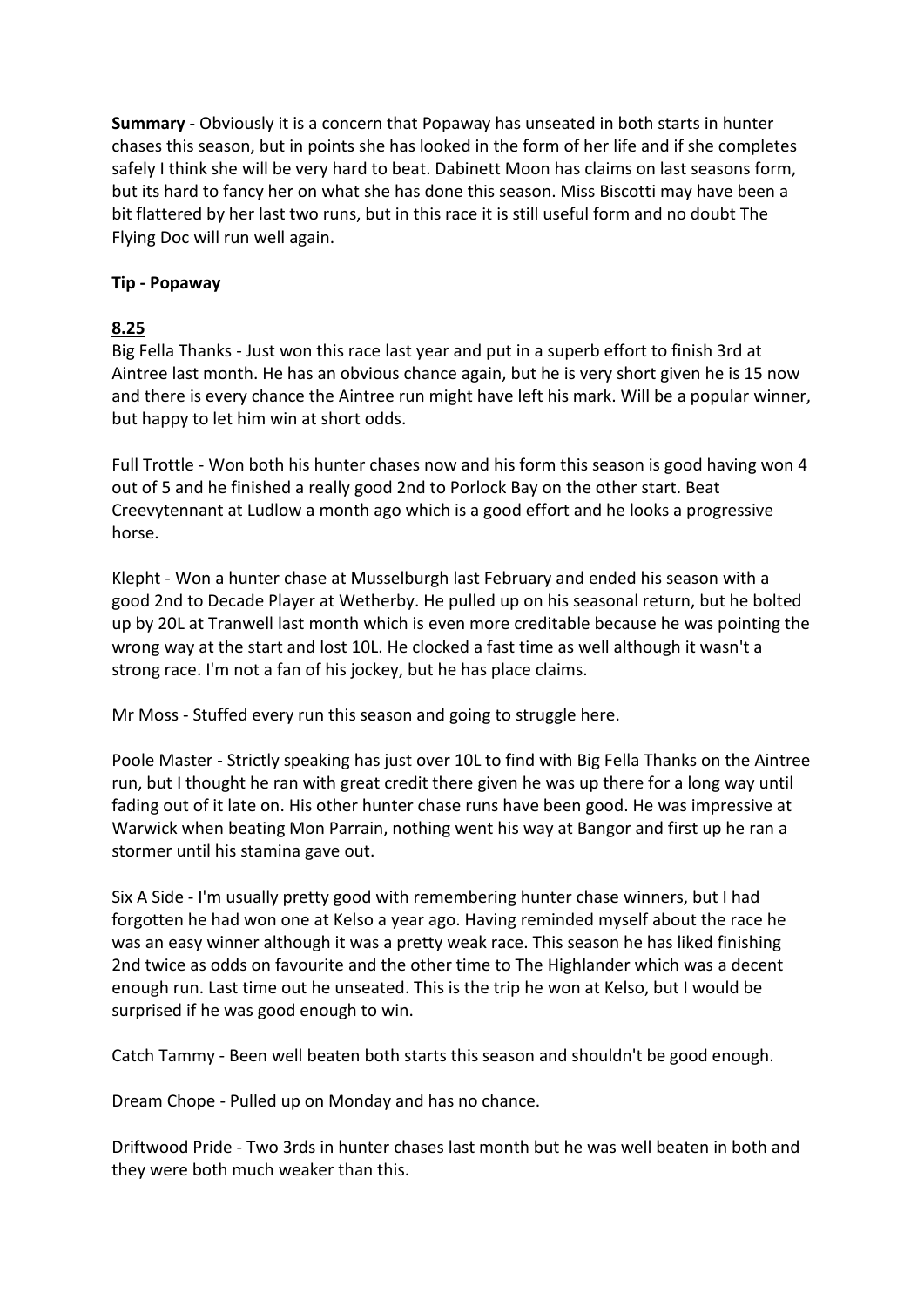**Summary** - Obviously it is a concern that Popaway has unseated in both starts in hunter chases this season, but in points she has looked in the form of her life and if she completes safely I think she will be very hard to beat. Dabinett Moon has claims on last seasons form, but its hard to fancy her on what she has done this season. Miss Biscotti may have been a bit flattered by her last two runs, but in this race it is still useful form and no doubt The Flying Doc will run well again.

**Tip - Popaway**

**8.25**

Big Fella Thanks - Just won this race last year and put in a superb effort to finish 3rd at Aintree last month. He has an obvious chance again, but he is very short given he is 15 now and there is every chance the Aintree run might have left his mark. Will be a popular winner, but happy to let him win at short odds.

Full Trottle - Won both his hunter chases now and his form this season is good having won 4 out of 5 and he finished a really good 2nd to Porlock Bay on the other start. Beat Creevytennant at Ludlow a month ago which is a good effort and he looks a progressive horse.

Klepht - Won a hunter chase at Musselburgh last February and ended his season with a good 2nd to Decade Player at Wetherby. He pulled up on his seasonal return, but he bolted up by 20L at Tranwell last month which is even more creditable because he was pointing the wrong way at the start and lost 10L. He clocked a fast time as well although it wasn't a strong race. I'm not a fan of his jockey, but he has place claims.

Mr Moss - Stuffed every run this season and going to struggle here.

Poole Master - Strictly speaking has just over 10L to find with Big Fella Thanks on the Aintree run, but I thought he ran with great credit there given he was up there for a long way until fading out of it late on. His other hunter chase runs have been good. He was impressive at Warwick when beating Mon Parrain, nothing went his way at Bangor and first up he ran a stormer until his stamina gave out.

Six A Side - I'm usually pretty good with remembering hunter chase winners, but I had forgotten he had won one at Kelso a year ago. Having reminded myself about the race he was an easy winner although it was a pretty weak race. This season he has liked finishing 2nd twice as odds on favourite and the other time to The Highlander which was a decent enough run. Last time out he unseated. This is the trip he won at Kelso, but I would be surprised if he was good enough to win.

Catch Tammy - Been well beaten both starts this season and shouldn't be good enough.

Dream Chope - Pulled up on Monday and has no chance.

Driftwood Pride - Two 3rds in hunter chases last month but he was well beaten in both and they were both much weaker than this.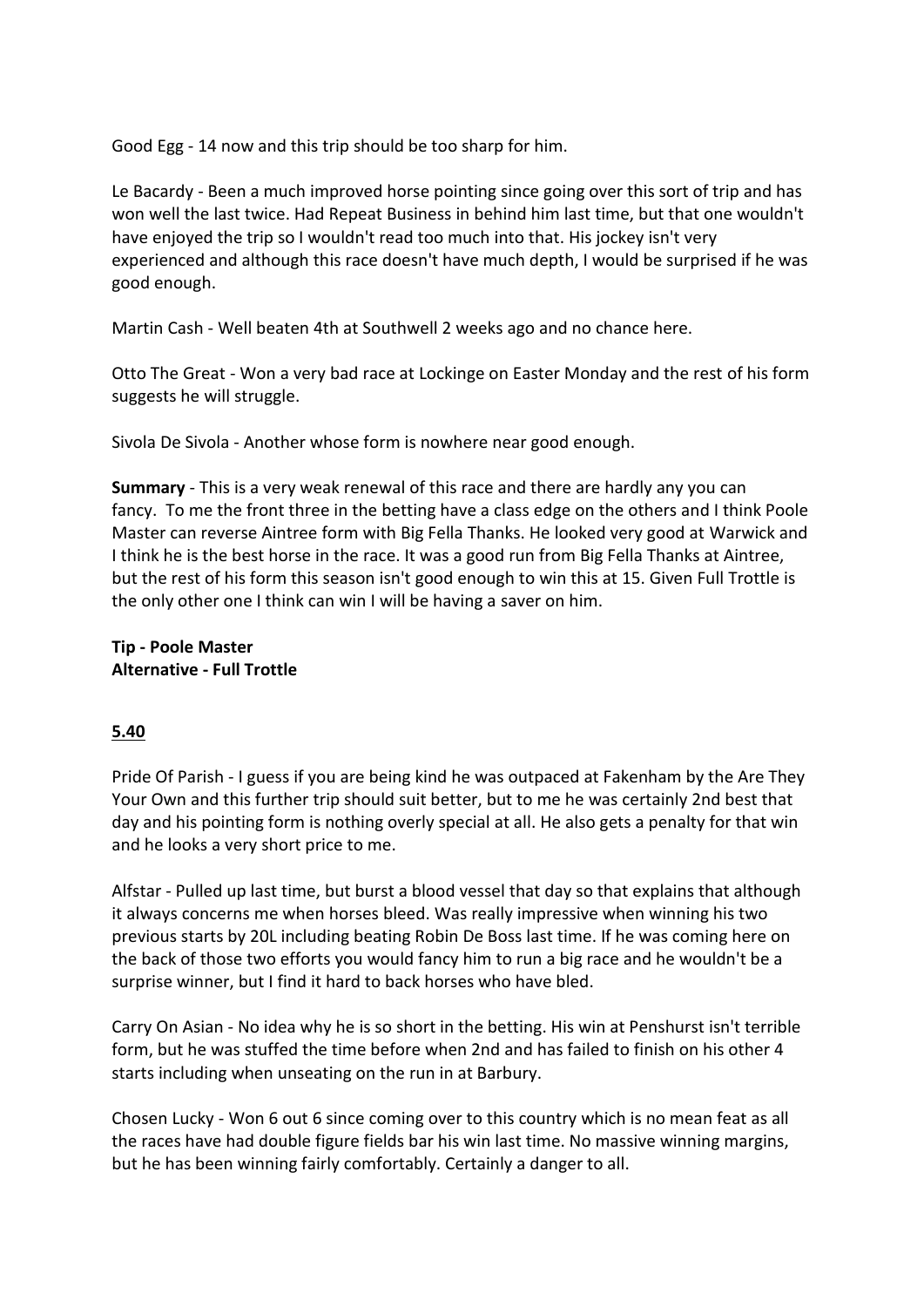Good Egg - 14 now and this trip should be too sharp for him.

Le Bacardy - Been a much improved horse pointing since going over this sort of trip and has won well the last twice. Had Repeat Business in behind him last time, but that one wouldn't have enjoyed the trip so I wouldn't read too much into that. His jockey isn't very experienced and although this race doesn't have much depth, I would be surprised if he was good enough.

Martin Cash - Well beaten 4th at Southwell 2 weeks ago and no chance here.

Otto The Great - Won a very bad race at Lockinge on Easter Monday and the rest of his form suggests he will struggle.

Sivola De Sivola - Another whose form is nowhere near good enough.

**Summary** - This is a very weak renewal of this race and there are hardly any you can fancy. To me the front three in the betting have a class edge on the others and I think Poole Master can reverse Aintree form with Big Fella Thanks. He looked very good at Warwick and I think he is the best horse in the race. It was a good run from Big Fella Thanks at Aintree, but the rest of his form this season isn't good enough to win this at 15. Given Full Trottle is the only other one I think can win I will be having a saver on him.

**Tip - Poole Master**
**Alternative - Full Trottle**

## 5.40

Pride Of Parish - I guess if you are being kind he was outpaced at Fakenham by the Are They Your Own and this further trip should suit better, but to me he was certainly 2nd best that day and his pointing form is nothing overly special at all. He also gets a penalty for that win and he looks a very short price to me.

Alfstar - Pulled up last time, but burst a blood vessel that day so that explains that although it always concerns me when horses bleed. Was really impressive when winning his two previous starts by 20L including beating Robin De Boss last time. If he was coming here on the back of those two efforts you would fancy him to run a big race and he wouldn't be a surprise winner, but I find it hard to back horses who have bled.

Carry On Asian - No idea why he is so short in the betting. His win at Penshurst isn't terrible form, but he was stuffed the time before when 2nd and has failed to finish on his other 4 starts including when unseating on the run in at Barbury.

Chosen Lucky - Won 6 out 6 since coming over to this country which is no mean feat as all the races have had double figure fields bar his win last time. No massive winning margins, but he has been winning fairly comfortably. Certainly a danger to all.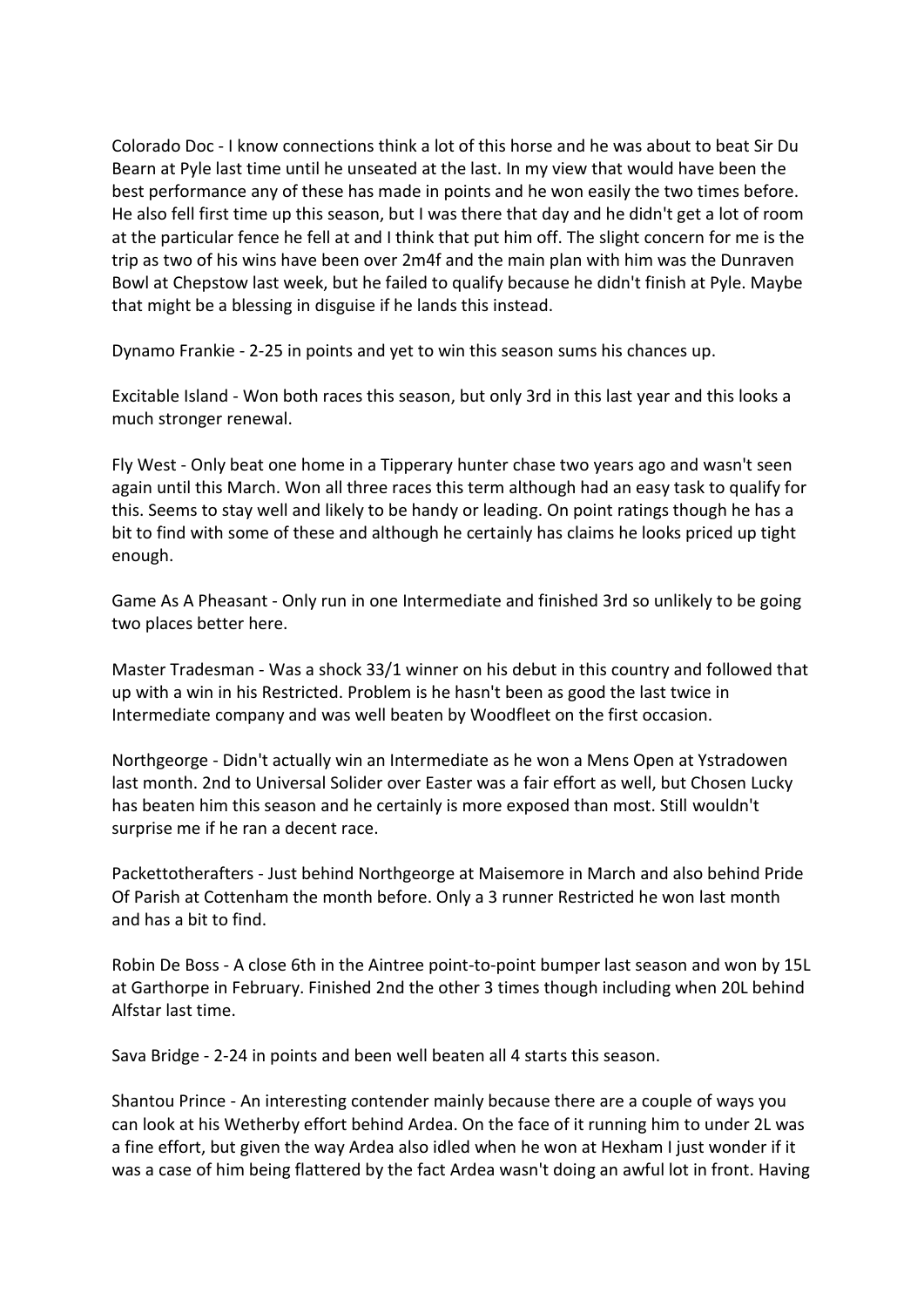Colorado Doc - I know connections think a lot of this horse and he was about to beat Sir Du Bearn at Pyle last time until he unseated at the last. In my view that would have been the best performance any of these has made in points and he won easily the two times before. He also fell first time up this season, but I was there that day and he didn't get a lot of room at the particular fence he fell at and I think that put him off. The slight concern for me is the trip as two of his wins have been over 2m4f and the main plan with him was the Dunraven Bowl at Chepstow last week, but he failed to qualify because he didn't finish at Pyle. Maybe that might be a blessing in disguise if he lands this instead.

Dynamo Frankie - 2-25 in points and yet to win this season sums his chances up.

Excitable Island - Won both races this season, but only 3rd in this last year and this looks a much stronger renewal.

Fly West - Only beat one home in a Tipperary hunter chase two years ago and wasn't seen again until this March. Won all three races this term although had an easy task to qualify for this. Seems to stay well and likely to be handy or leading. On point ratings though he has a bit to find with some of these and although he certainly has claims he looks priced up tight enough.

Game As A Pheasant - Only run in one Intermediate and finished 3rd so unlikely to be going two places better here.

Master Tradesman - Was a shock 33/1 winner on his debut in this country and followed that up with a win in his Restricted. Problem is he hasn't been as good the last twice in Intermediate company and was well beaten by Woodfleet on the first occasion.

Northgeorge - Didn't actually win an Intermediate as he won a Mens Open at Ystradowen last month. 2nd to Universal Solider over Easter was a fair effort as well, but Chosen Lucky has beaten him this season and he certainly is more exposed than most. Still wouldn't surprise me if he ran a decent race.

Packettotherafters - Just behind Northgeorge at Maisemore in March and also behind Pride Of Parish at Cottenham the month before. Only a 3 runner Restricted he won last month and has a bit to find.

Robin De Boss - A close 6th in the Aintree point-to-point bumper last season and won by 15L at Garthorpe in February. Finished 2nd the other 3 times though including when 20L behind Alfstar last time.

Sava Bridge - 2-24 in points and been well beaten all 4 starts this season.

Shantou Prince - An interesting contender mainly because there are a couple of ways you can look at his Wetherby effort behind Ardea. On the face of it running him to under 2L was a fine effort, but given the way Ardea also idled when he won at Hexham I just wonder if it was a case of him being flattered by the fact Ardea wasn't doing an awful lot in front. Having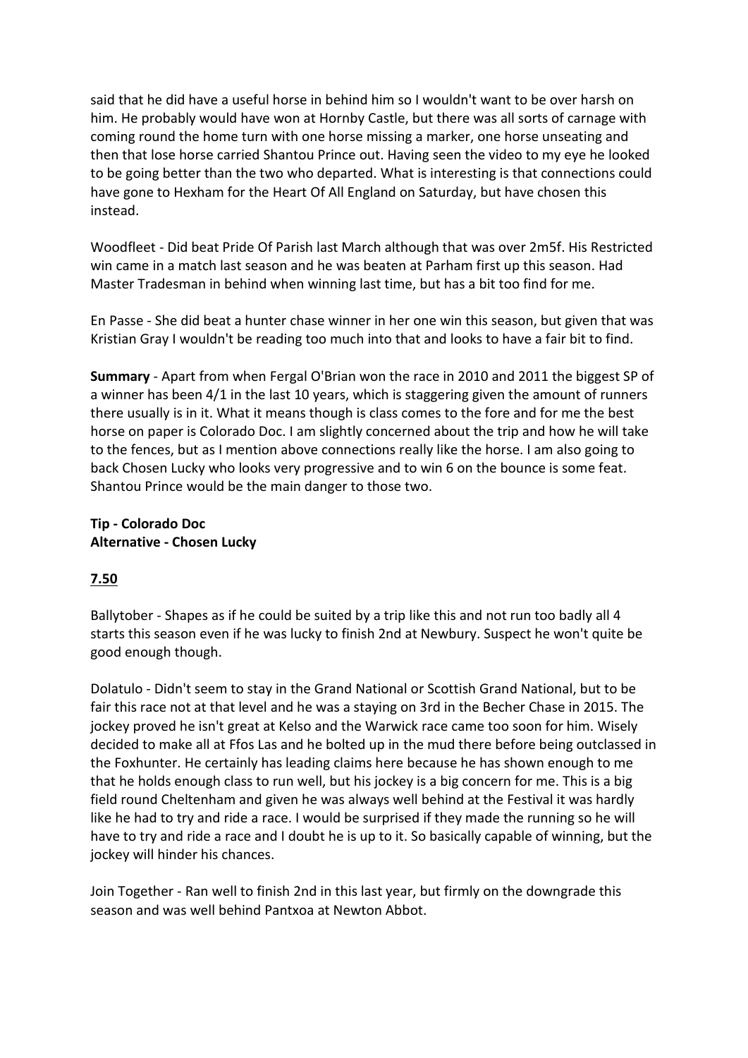said that he did have a useful horse in behind him so I wouldn't want to be over harsh on him. He probably would have won at Hornby Castle, but there was all sorts of carnage with coming round the home turn with one horse missing a marker, one horse unseating and then that lose horse carried Shantou Prince out. Having seen the video to my eye he looked to be going better than the two who departed. What is interesting is that connections could have gone to Hexham for the Heart Of All England on Saturday, but have chosen this instead.

Woodfleet - Did beat Pride Of Parish last March although that was over 2m5f. His Restricted win came in a match last season and he was beaten at Parham first up this season. Had Master Tradesman in behind when winning last time, but has a bit too find for me.

En Passe - She did beat a hunter chase winner in her one win this season, but given that was Kristian Gray I wouldn't be reading too much into that and looks to have a fair bit to find.

**Summary** - Apart from when Fergal O'Brian won the race in 2010 and 2011 the biggest SP of a winner has been 4/1 in the last 10 years, which is staggering given the amount of runners there usually is in it. What it means though is class comes to the fore and for me the best horse on paper is Colorado Doc. I am slightly concerned about the trip and how he will take to the fences, but as I mention above connections really like the horse. I am also going to back Chosen Lucky who looks very progressive and to win 6 on the bounce is some feat. Shantou Prince would be the main danger to those two.

**Tip - Colorado Doc**
**Alternative - Chosen Lucky**

**7.50**

Ballytober - Shapes as if he could be suited by a trip like this and not run too badly all 4 starts this season even if he was lucky to finish 2nd at Newbury. Suspect he won't quite be good enough though.

Dolatulo - Didn't seem to stay in the Grand National or Scottish Grand National, but to be fair this race not at that level and he was a staying on 3rd in the Becher Chase in 2015. The jockey proved he isn't great at Kelso and the Warwick race came too soon for him. Wisely decided to make all at Ffos Las and he bolted up in the mud there before being outclassed in the Foxhunter. He certainly has leading claims here because he has shown enough to me that he holds enough class to run well, but his jockey is a big concern for me. This is a big field round Cheltenham and given he was always well behind at the Festival it was hardly like he had to try and ride a race. I would be surprised if they made the running so he will have to try and ride a race and I doubt he is up to it. So basically capable of winning, but the jockey will hinder his chances.

Join Together - Ran well to finish 2nd in this last year, but firmly on the downgrade this season and was well behind Pantxoa at Newton Abbot.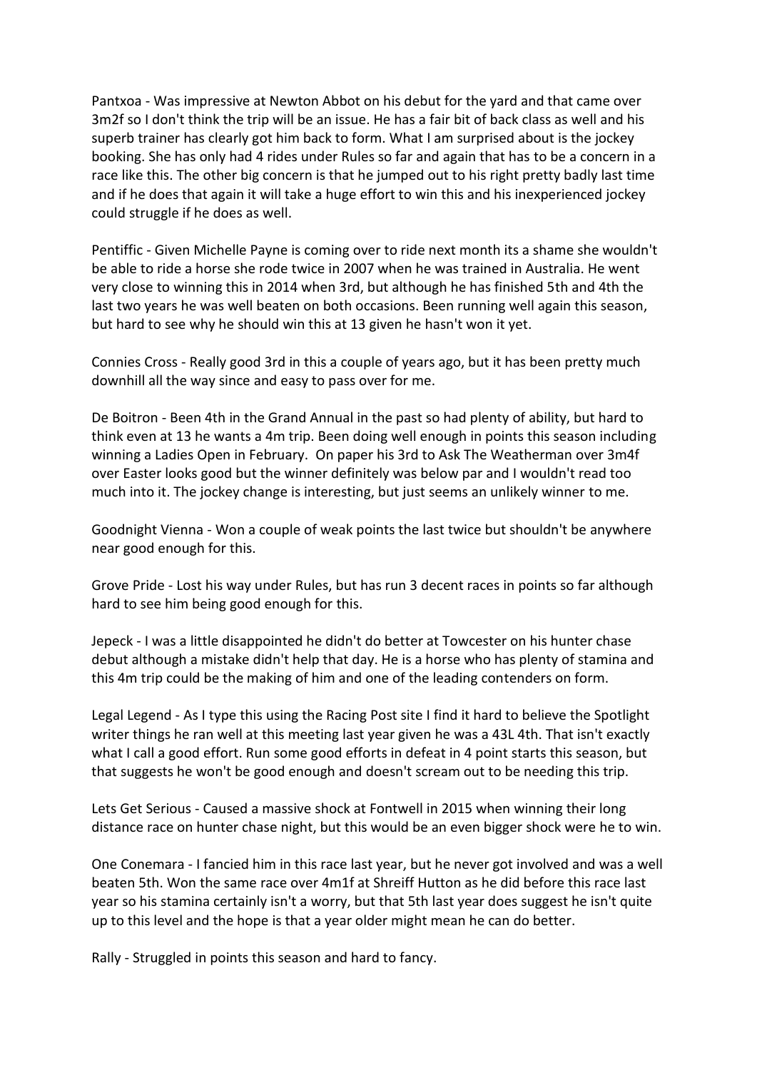Pantxoa - Was impressive at Newton Abbot on his debut for the yard and that came over 3m2f so I don't think the trip will be an issue. He has a fair bit of back class as well and his superb trainer has clearly got him back to form. What I am surprised about is the jockey booking. She has only had 4 rides under Rules so far and again that has to be a concern in a race like this. The other big concern is that he jumped out to his right pretty badly last time and if he does that again it will take a huge effort to win this and his inexperienced jockey could struggle if he does as well.

Pentiffic - Given Michelle Payne is coming over to ride next month its a shame she wouldn't be able to ride a horse she rode twice in 2007 when he was trained in Australia. He went very close to winning this in 2014 when 3rd, but although he has finished 5th and 4th the last two years he was well beaten on both occasions. Been running well again this season, but hard to see why he should win this at 13 given he hasn't won it yet.

Connies Cross - Really good 3rd in this a couple of years ago, but it has been pretty much downhill all the way since and easy to pass over for me.

De Boitron - Been 4th in the Grand Annual in the past so had plenty of ability, but hard to think even at 13 he wants a 4m trip. Been doing well enough in points this season including winning a Ladies Open in February. On paper his 3rd to Ask The Weatherman over 3m4f over Easter looks good but the winner definitely was below par and I wouldn't read too much into it. The jockey change is interesting, but just seems an unlikely winner to me.

Goodnight Vienna - Won a couple of weak points the last twice but shouldn't be anywhere near good enough for this.

Grove Pride - Lost his way under Rules, but has run 3 decent races in points so far although hard to see him being good enough for this.

Jepeck - I was a little disappointed he didn't do better at Towcester on his hunter chase debut although a mistake didn't help that day. He is a horse who has plenty of stamina and this 4m trip could be the making of him and one of the leading contenders on form.

Legal Legend - As I type this using the Racing Post site I find it hard to believe the Spotlight writer things he ran well at this meeting last year given he was a 43L 4th. That isn't exactly what I call a good effort. Run some good efforts in defeat in 4 point starts this season, but that suggests he won't be good enough and doesn't scream out to be needing this trip.

Lets Get Serious - Caused a massive shock at Fontwell in 2015 when winning their long distance race on hunter chase night, but this would be an even bigger shock were he to win.

One Conemara - I fancied him in this race last year, but he never got involved and was a well beaten 5th. Won the same race over 4m1f at Shreiff Hutton as he did before this race last year so his stamina certainly isn't a worry, but that 5th last year does suggest he isn't quite up to this level and the hope is that a year older might mean he can do better.

Rally - Struggled in points this season and hard to fancy.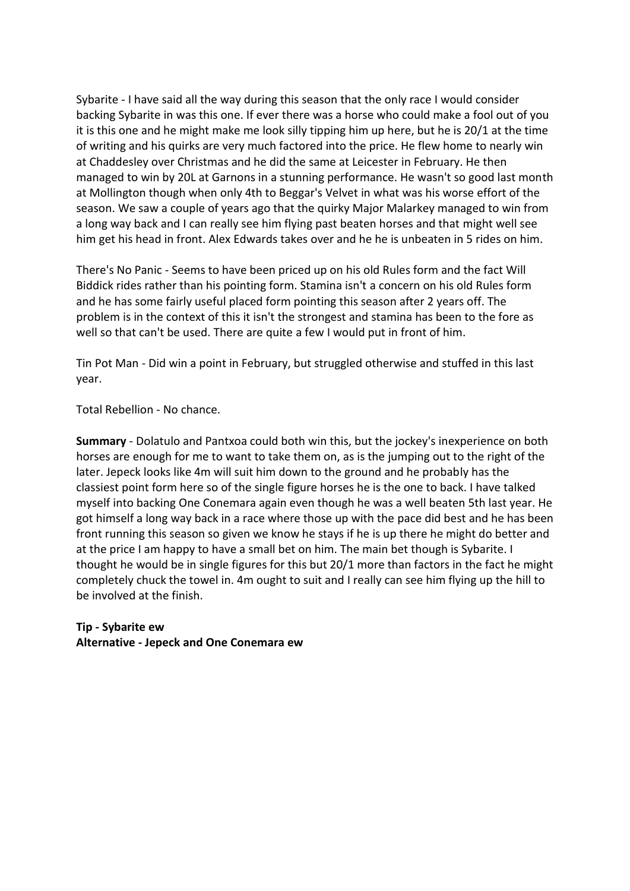Sybarite - I have said all the way during this season that the only race I would consider backing Sybarite in was this one. If ever there was a horse who could make a fool out of you it is this one and he might make me look silly tipping him up here, but he is 20/1 at the time of writing and his quirks are very much factored into the price. He flew home to nearly win at Chaddesley over Christmas and he did the same at Leicester in February. He then managed to win by 20L at Garnons in a stunning performance. He wasn't so good last month at Mollington though when only 4th to Beggar's Velvet in what was his worse effort of the season. We saw a couple of years ago that the quirky Major Malarkey managed to win from a long way back and I can really see him flying past beaten horses and that might well see him get his head in front. Alex Edwards takes over and he he is unbeaten in 5 rides on him.

There's No Panic - Seems to have been priced up on his old Rules form and the fact Will Biddick rides rather than his pointing form. Stamina isn't a concern on his old Rules form and he has some fairly useful placed form pointing this season after 2 years off. The problem is in the context of this it isn't the strongest and stamina has been to the fore as well so that can't be used. There are quite a few I would put in front of him.

Tin Pot Man - Did win a point in February, but struggled otherwise and stuffed in this last year.

Total Rebellion - No chance.

**Summary** - Dolatulo and Pantxoa could both win this, but the jockey's inexperience on both horses are enough for me to want to take them on, as is the jumping out to the right of the later. Jepeck looks like 4m will suit him down to the ground and he probably has the classiest point form here so of the single figure horses he is the one to back. I have talked myself into backing One Conemara again even though he was a well beaten 5th last year. He got himself a long way back in a race where those up with the pace did best and he has been front running this season so given we know he stays if he is up there he might do better and at the price I am happy to have a small bet on him. The main bet though is Sybarite. I thought he would be in single figures for this but 20/1 more than factors in the fact he might completely chuck the towel in. 4m ought to suit and I really can see him flying up the hill to be involved at the finish.

**Tip - Sybarite ew**
**Alternative - Jepeck and One Conemara ew**